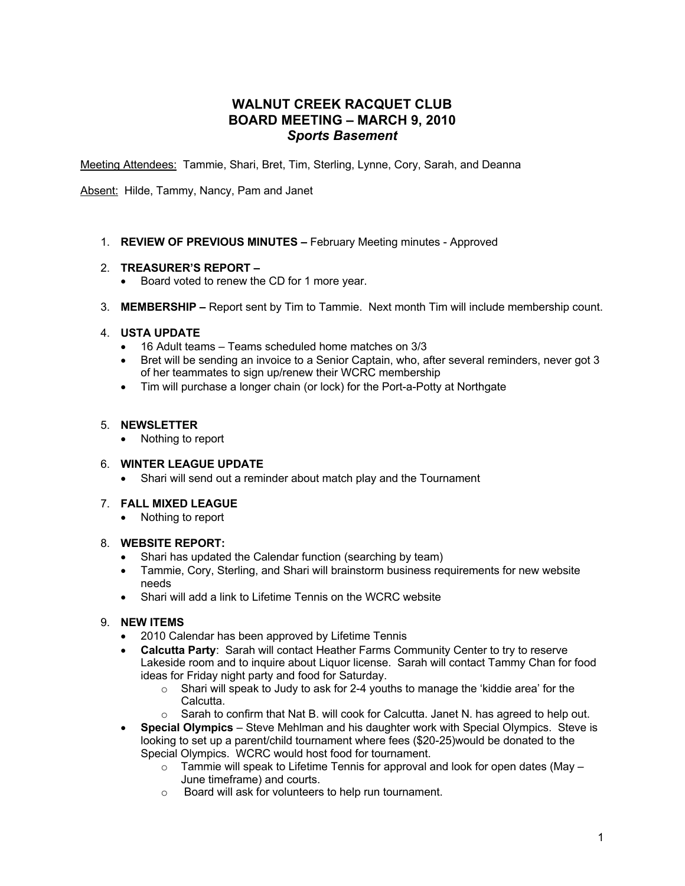# WALNUT CREEK RACQUET CLUB
## BOARD MEETING – MARCH 9, 2010
### *Sports Basement*

Meeting Attendees: Tammie, Shari, Bret, Tim, Sterling, Lynne, Cory, Sarah, and Deanna

Absent: Hilde, Tammy, Nancy, Pam and Janet

1. **REVIEW OF PREVIOUS MINUTES –** February Meeting minutes - Approved

2. **TREASURER'S REPORT –**
   - Board voted to renew the CD for 1 more year.

3. **MEMBERSHIP –** Report sent by Tim to Tammie. Next month Tim will include membership count.

4. **USTA UPDATE**
   - 16 Adult teams – Teams scheduled home matches on 3/3
   - Bret will be sending an invoice to a Senior Captain, who, after several reminders, never got 3 of her teammates to sign up/renew their WCRC membership
   - Tim will purchase a longer chain (or lock) for the Port-a-Potty at Northgate

5. **NEWSLETTER**
   - Nothing to report

6. **WINTER LEAGUE UPDATE**
   - Shari will send out a reminder about match play and the Tournament

7. **FALL MIXED LEAGUE**
   - Nothing to report

8. **WEBSITE REPORT:**
   - Shari has updated the Calendar function (searching by team)
   - Tammie, Cory, Sterling, and Shari will brainstorm business requirements for new website needs
   - Shari will add a link to Lifetime Tennis on the WCRC website

9. **NEW ITEMS**
   - 2010 Calendar has been approved by Lifetime Tennis
   - **Calcutta Party**: Sarah will contact Heather Farms Community Center to try to reserve Lakeside room and to inquire about Liquor license. Sarah will contact Tammy Chan for food ideas for Friday night party and food for Saturday.
     - Shari will speak to Judy to ask for 2-4 youths to manage the 'kiddie area' for the Calcutta.
     - Sarah to confirm that Nat B. will cook for Calcutta. Janet N. has agreed to help out.
   - **Special Olympics** – Steve Mehlman and his daughter work with Special Olympics. Steve is looking to set up a parent/child tournament where fees ($20-25)would be donated to the Special Olympics. WCRC would host food for tournament.
     - Tammie will speak to Lifetime Tennis for approval and look for open dates (May – June timeframe) and courts.
     - Board will ask for volunteers to help run tournament.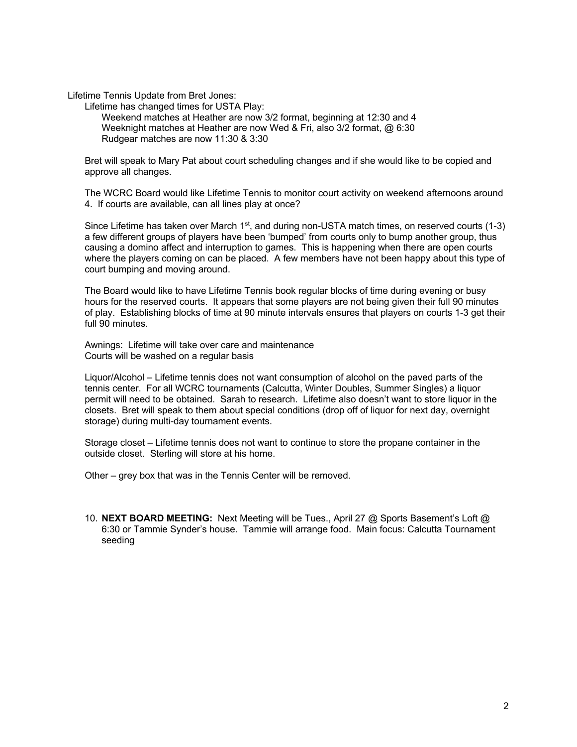Lifetime Tennis Update from Bret Jones:

Lifetime has changed times for USTA Play:

- Weekend matches at Heather are now 3/2 format, beginning at 12:30 and 4
- Weeknight matches at Heather are now Wed & Fri, also 3/2 format, @ 6:30
- Rudgear matches are now 11:30 & 3:30

Bret will speak to Mary Pat about court scheduling changes and if she would like to be copied and approve all changes.

The WCRC Board would like Lifetime Tennis to monitor court activity on weekend afternoons around 4. If courts are available, can all lines play at once?

Since Lifetime has taken over March 1st, and during non-USTA match times, on reserved courts (1-3) a few different groups of players have been 'bumped' from courts only to bump another group, thus causing a domino affect and interruption to games. This is happening when there are open courts where the players coming on can be placed. A few members have not been happy about this type of court bumping and moving around.

The Board would like to have Lifetime Tennis book regular blocks of time during evening or busy hours for the reserved courts. It appears that some players are not being given their full 90 minutes of play. Establishing blocks of time at 90 minute intervals ensures that players on courts 1-3 get their full 90 minutes.

Awnings: Lifetime will take over care and maintenance
Courts will be washed on a regular basis

Liquor/Alcohol – Lifetime tennis does not want consumption of alcohol on the paved parts of the tennis center. For all WCRC tournaments (Calcutta, Winter Doubles, Summer Singles) a liquor permit will need to be obtained. Sarah to research. Lifetime also doesn't want to store liquor in the closets. Bret will speak to them about special conditions (drop off of liquor for next day, overnight storage) during multi-day tournament events.

Storage closet – Lifetime tennis does not want to continue to store the propane container in the outside closet. Sterling will store at his home.

Other – grey box that was in the Tennis Center will be removed.

10. **NEXT BOARD MEETING:** Next Meeting will be Tues., April 27 @ Sports Basement's Loft @ 6:30 or Tammie Synder's house. Tammie will arrange food. Main focus: Calcutta Tournament seeding